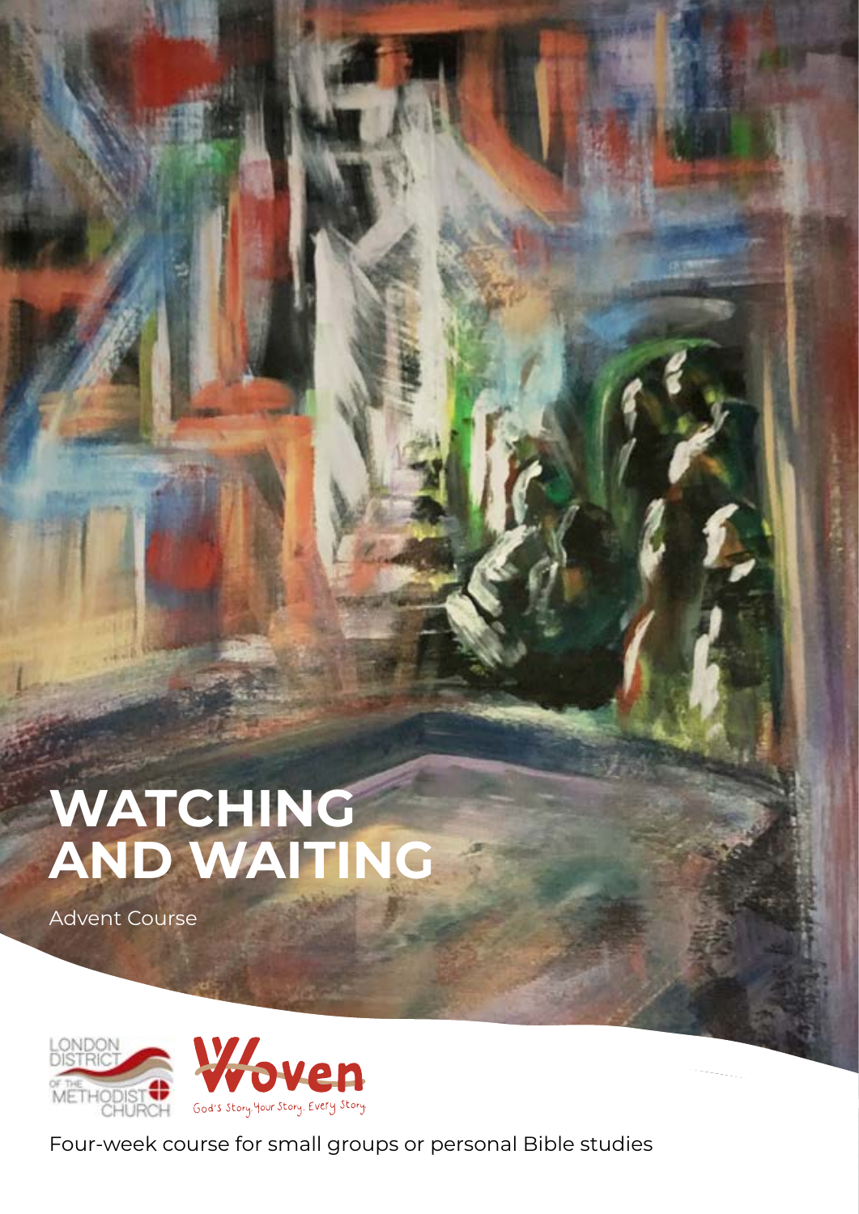# WATCHING AND WAITING

Advent Course

LONDON DISTRICT OF THE METHODIST CHURCH

Woven

God's Story. Your Story. Every Story.

Four-week course for small groups or personal Bible studies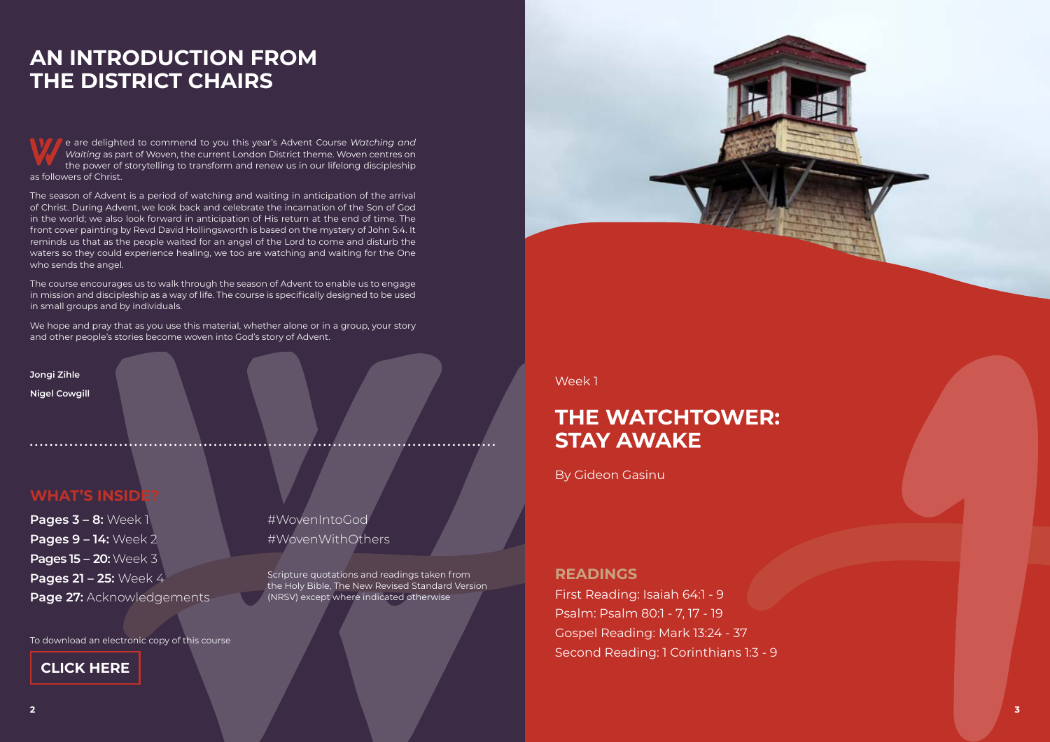# AN INTRODUCTION FROM THE DISTRICT CHAIRS

We are delighted to commend to you this year's Advent Course *Watching and Waiting* as part of Woven, the current London District theme. Woven centres on the power of storytelling to transform and renew us in our lifelong discipleship as followers of Christ.

The season of Advent is a period of watching and waiting in anticipation of the arrival of Christ. During Advent, we look back and celebrate the incarnation of the Son of God in the world; we also look forward in anticipation of His return at the end of time. The front cover painting by Revd David Hollingsworth is based on the mystery of John 5:4. It reminds us that as the people waited for an angel of the Lord to come and disturb the waters so they could experience healing, we too are watching and waiting for the One who sends the angel.

The course encourages us to walk through the season of Advent to enable us to engage in mission and discipleship as a way of life. The course is specifically designed to be used in small groups and by individuals.

We hope and pray that as you use this material, whether alone or in a group, your story and other people's stories become woven into God's story of Advent.

**Jongi Zihle**

**Nigel Cowgill**

## WHAT'S INSIDE?

**Pages 3 – 8:** Week 1
**Pages 9 – 14:** Week 2
**Pages 15 – 20:** Week 3
**Pages 21 – 25:** Week 4
**Page 27:** Acknowledgements

#WovenIntoGod
#WovenWithOthers

Scripture quotations and readings taken from the Holy Bible, The New Revised Standard Version (NRSV) except where indicated otherwise

To download an electronic copy of this course

**CLICK HERE**

Week 1

# THE WATCHTOWER: STAY AWAKE

By Gideon Gasinu

## READINGS

First Reading: Isaiah 64:1 - 9
Psalm: Psalm 80:1 - 7, 17 - 19
Gospel Reading: Mark 13:24 - 37
Second Reading: 1 Corinthians 1:3 - 9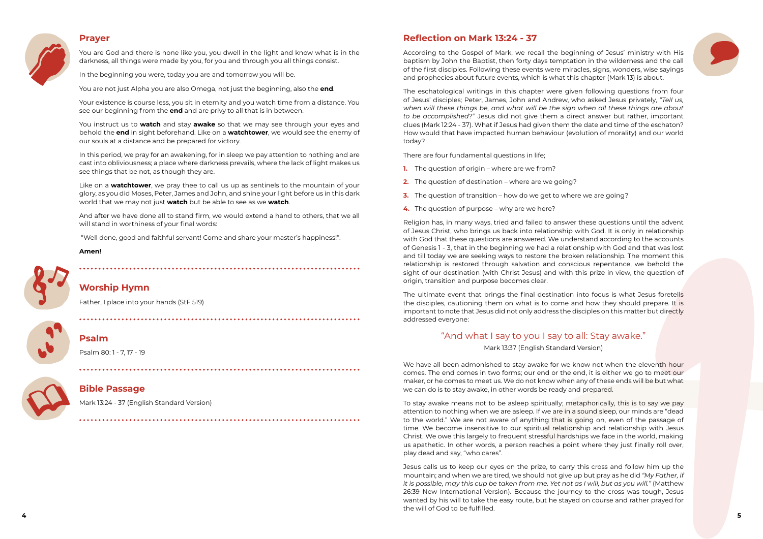## Prayer

You are God and there is none like you, you dwell in the light and know what is in the darkness, all things were made by you, for you and through you all things consist.

In the beginning you were, today you are and tomorrow you will be.

You are not just Alpha you are also Omega, not just the beginning, also the **end**.

Your existence is course less, you sit in eternity and you watch time from a distance. You see our beginning from the **end** and are privy to all that is in between.

You instruct us to **watch** and stay **awake** so that we may see through your eyes and behold the **end** in sight beforehand. Like on a **watchtower**, we would see the enemy of our souls at a distance and be prepared for victory.

In this period, we pray for an awakening, for in sleep we pay attention to nothing and are cast into obliviousness; a place where darkness prevails, where the lack of light makes us see things that be not, as though they are.

Like on a **watchtower**, we pray thee to call us up as sentinels to the mountain of your glory, as you did Moses, Peter, James and John, and shine your light before us in this dark world that we may not just **watch** but be able to see as we **watch**.

And after we have done all to stand firm, we would extend a hand to others, that we all will stand in worthiness of your final words:

"Well done, good and faithful servant! Come and share your master's happiness!".

**Amen!**

## Worship Hymn

Father, I place into your hands (StF 519)

## Psalm

Psalm 80: 1 - 7, 17 - 19

## Bible Passage

Mark 13:24 - 37 (English Standard Version)

## Reflection on Mark 13:24 - 37

According to the Gospel of Mark, we recall the beginning of Jesus' ministry with His baptism by John the Baptist, then forty days temptation in the wilderness and the call of the first disciples. Following these events were miracles, signs, wonders, wise sayings and prophecies about future events, which is what this chapter (Mark 13) is about.

The eschatological writings in this chapter were given following questions from four of Jesus' disciples; Peter, James, John and Andrew, who asked Jesus privately, *"Tell us, when will these things be, and what will be the sign when all these things are about to be accomplished?"* Jesus did not give them a direct answer but rather, important clues (Mark 12:24 - 37). What if Jesus had given them the date and time of the eschaton? How would that have impacted human behaviour (evolution of morality) and our world today?

There are four fundamental questions in life;

1. The question of origin – where are we from?
2. The question of destination – where are we going?
3. The question of transition – how do we get to where we are going?
4. The question of purpose – why are we here?

Religion has, in many ways, tried and failed to answer these questions until the advent of Jesus Christ, who brings us back into relationship with God. It is only in relationship with God that these questions are answered. We understand according to the accounts of Genesis 1 - 3, that in the beginning we had a relationship with God and that was lost and till today we are seeking ways to restore the broken relationship. The moment this relationship is restored through salvation and conscious repentance, we behold the sight of our destination (with Christ Jesus) and with this prize in view, the question of origin, transition and purpose becomes clear.

The ultimate event that brings the final destination into focus is what Jesus foretells the disciples, cautioning them on what is to come and how they should prepare. It is important to note that Jesus did not only address the disciples on this matter but directly addressed everyone:

> "And what I say to you I say to all: Stay awake."
>
> Mark 13:37 (English Standard Version)

We have all been admonished to stay awake for we know not when the eleventh hour comes. The end comes in two forms; our end or the end, it is either we go to meet our maker, or he comes to meet us. We do not know when any of these ends will be but what we can do is to stay awake, in other words be ready and prepared.

To stay awake means not to be asleep spiritually; metaphorically, this is to say we pay attention to nothing when we are asleep. If we are in a sound sleep, our minds are "dead to the world." We are not aware of anything that is going on, even of the passage of time. We become insensitive to our spiritual relationship and relationship with Jesus Christ. We owe this largely to frequent stressful hardships we face in the world, making us apathetic. In other words, a person reaches a point where they just finally roll over, play dead and say, "who cares".

Jesus calls us to keep our eyes on the prize, to carry this cross and follow him up the mountain; and when we are tired, we should not give up but pray as he did *"My Father, if it is possible, may this cup be taken from me. Yet not as I will, but as you will."* (Matthew 26:39 New International Version). Because the journey to the cross was tough, Jesus wanted by his will to take the easy route, but he stayed on course and rather prayed for the will of God to be fulfilled.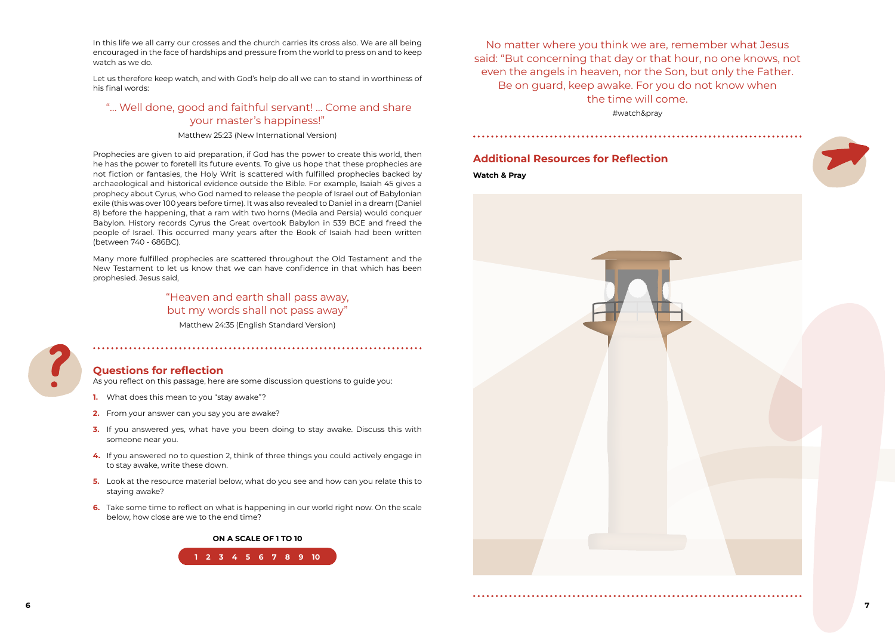In this life we all carry our crosses and the church carries its cross also. We are all being encouraged in the face of hardships and pressure from the world to press on and to keep watch as we do.

Let us therefore keep watch, and with God's help do all we can to stand in worthiness of his final words:

> "... Well done, good and faithful servant! ... Come and share your master's happiness!"
>
> Matthew 25:23 (New International Version)

Prophecies are given to aid preparation, if God has the power to create this world, then he has the power to foretell its future events. To give us hope that these prophecies are not fiction or fantasies, the Holy Writ is scattered with fulfilled prophecies backed by archaeological and historical evidence outside the Bible. For example, Isaiah 45 gives a prophecy about Cyrus, who God named to release the people of Israel out of Babylonian exile (this was over 100 years before time). It was also revealed to Daniel in a dream (Daniel 8) before the happening, that a ram with two horns (Media and Persia) would conquer Babylon. History records Cyrus the Great overtook Babylon in 539 BCE and freed the people of Israel. This occurred many years after the Book of Isaiah had been written (between 740 - 686BC).

Many more fulfilled prophecies are scattered throughout the Old Testament and the New Testament to let us know that we can have confidence in that which has been prophesied. Jesus said,

> "Heaven and earth shall pass away, but my words shall not pass away"
>
> Matthew 24:35 (English Standard Version)

## Questions for reflection

As you reflect on this passage, here are some discussion questions to guide you:

1. What does this mean to you "stay awake"?
2. From your answer can you say you are awake?
3. If you answered yes, what have you been doing to stay awake. Discuss this with someone near you.
4. If you answered no to question 2, think of three things you could actively engage in to stay awake, write these down.
5. Look at the resource material below, what do you see and how can you relate this to staying awake?
6. Take some time to reflect on what is happening in our world right now. On the scale below, how close are we to the end time?

**ON A SCALE OF 1 TO 10**

1 2 3 4 5 6 7 8 9 10

> No matter where you think we are, remember what Jesus said: "But concerning that day or that hour, no one knows, not even the angels in heaven, nor the Son, but only the Father. Be on guard, keep awake. For you do not know when the time will come.
>
> #watch&pray

## Additional Resources for Reflection

**Watch & Pray**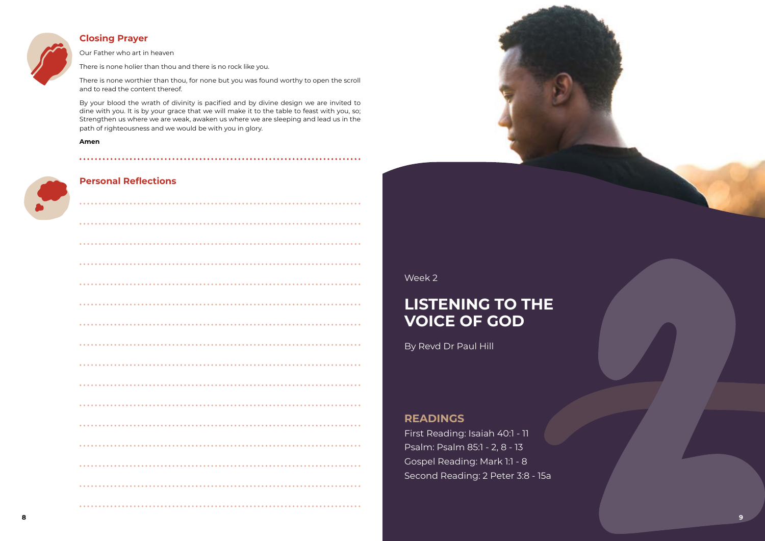## Closing Prayer

Our Father who art in heaven

There is none holier than thou and there is no rock like you.

There is none worthier than thou, for none but you was found worthy to open the scroll and to read the content thereof.

By your blood the wrath of divinity is pacified and by divine design we are invited to dine with you. It is by your grace that we will make it to the table to feast with you, so; Strengthen us where we are weak, awaken us where we are sleeping and lead us in the path of righteousness and we would be with you in glory.

**Amen**

## Personal Reflections

Week 2

# LISTENING TO THE VOICE OF GOD

By Revd Dr Paul Hill

## READINGS

First Reading: Isaiah 40:1 - 11
Psalm: Psalm 85:1 - 2, 8 - 13
Gospel Reading: Mark 1:1 - 8
Second Reading: 2 Peter 3:8 - 15a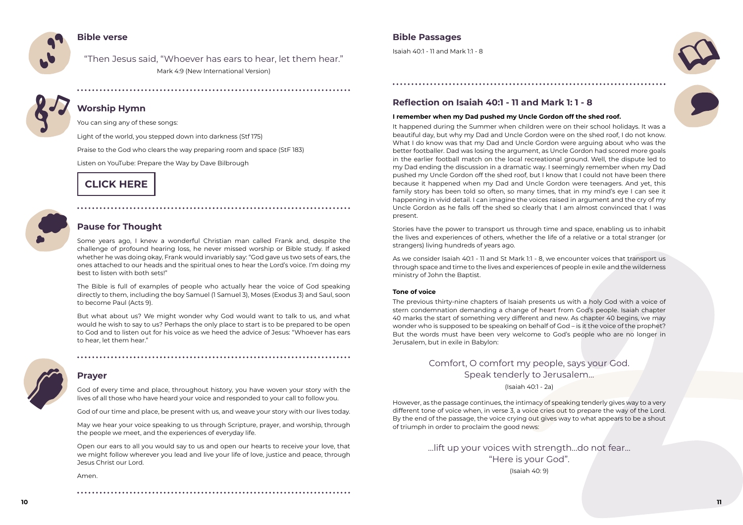## Bible verse

"Then Jesus said, "Whoever has ears to hear, let them hear."

Mark 4:9 (New International Version)

## Worship Hymn

You can sing any of these songs:

Light of the world, you stepped down into darkness (Stf 175)

Praise to the God who clears the way preparing room and space (StF 183)

Listen on YouTube: Prepare the Way by Dave Bilbrough

**CLICK HERE**

## Pause for Thought

Some years ago, I knew a wonderful Christian man called Frank and, despite the challenge of profound hearing loss, he never missed worship or Bible study. If asked whether he was doing okay, Frank would invariably say: "God gave us two sets of ears, the ones attached to our heads and the spiritual ones to hear the Lord's voice. I'm doing my best to listen with both sets!"

The Bible is full of examples of people who actually hear the voice of God speaking directly to them, including the boy Samuel (1 Samuel 3), Moses (Exodus 3) and Saul, soon to become Paul (Acts 9).

But what about us? We might wonder why God would want to talk to us, and what would he wish to say to us? Perhaps the only place to start is to be prepared to be open to God and to listen out for his voice as we heed the advice of Jesus: "Whoever has ears to hear, let them hear."

## Prayer

God of every time and place, throughout history, you have woven your story with the lives of all those who have heard your voice and responded to your call to follow you.

God of our time and place, be present with us, and weave your story with our lives today.

May we hear your voice speaking to us through Scripture, prayer, and worship, through the people we meet, and the experiences of everyday life.

Open our ears to all you would say to us and open our hearts to receive your love, that we might follow wherever you lead and live your life of love, justice and peace, through Jesus Christ our Lord.

Amen.

## Bible Passages

Isaiah 40:1 - 11 and Mark 1:1 - 8

## Reflection on Isaiah 40:1 - 11 and Mark 1: 1 - 8

**I remember when my Dad pushed my Uncle Gordon off the shed roof.**

It happened during the Summer when children were on their school holidays. It was a beautiful day, but why my Dad and Uncle Gordon were on the shed roof, I do not know. What I do know was that my Dad and Uncle Gordon were arguing about who was the better footballer. Dad was losing the argument, as Uncle Gordon had scored more goals in the earlier football match on the local recreational ground. Well, the dispute led to my Dad ending the discussion in a dramatic way. I seemingly remember when my Dad pushed my Uncle Gordon off the shed roof, but I know that I could not have been there because it happened when my Dad and Uncle Gordon were teenagers. And yet, this family story has been told so often, so many times, that in my mind's eye I can see it happening in vivid detail. I can imagine the voices raised in argument and the cry of my Uncle Gordon as he falls off the shed so clearly that I am almost convinced that I was present.

Stories have the power to transport us through time and space, enabling us to inhabit the lives and experiences of others, whether the life of a relative or a total stranger (or strangers) living hundreds of years ago.

As we consider Isaiah 40:1 - 11 and St Mark 1:1 - 8, we encounter voices that transport us through space and time to the lives and experiences of people in exile and the wilderness ministry of John the Baptist.

**Tone of voice**

The previous thirty-nine chapters of Isaiah presents us with a holy God with a voice of stern condemnation demanding a change of heart from God's people. Isaiah chapter 40 marks the start of something very different and new. As chapter 40 begins, we may wonder who is supposed to be speaking on behalf of God – is it the voice of the prophet? But the words must have been very welcome to God's people who are no longer in Jerusalem, but in exile in Babylon:

> Comfort, O comfort my people, says your God.
> Speak tenderly to Jerusalem...
>
> (Isaiah 40:1 - 2a)

However, as the passage continues, the intimacy of speaking tenderly gives way to a very different tone of voice when, in verse 3, a voice cries out to prepare the way of the Lord. By the end of the passage, the voice crying out gives way to what appears to be a shout of triumph in order to proclaim the good news:

> ...lift up your voices with strength...do not fear...
> "Here is your God".
>
> (Isaiah 40: 9)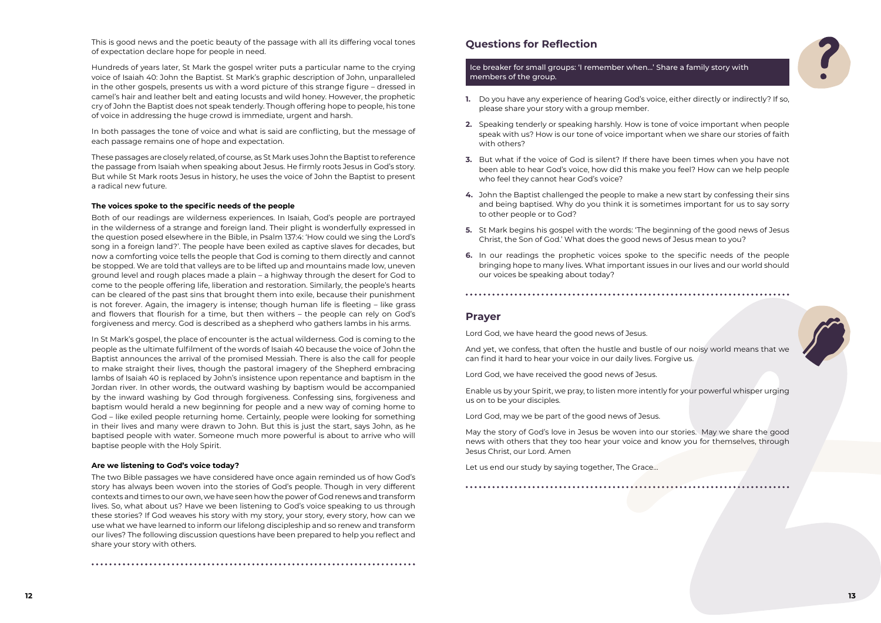This is good news and the poetic beauty of the passage with all its differing vocal tones of expectation declare hope for people in need.

Hundreds of years later, St Mark the gospel writer puts a particular name to the crying voice of Isaiah 40: John the Baptist. St Mark's graphic description of John, unparalleled in the other gospels, presents us with a word picture of this strange figure – dressed in camel's hair and leather belt and eating locusts and wild honey. However, the prophetic cry of John the Baptist does not speak tenderly. Though offering hope to people, his tone of voice in addressing the huge crowd is immediate, urgent and harsh.

In both passages the tone of voice and what is said are conflicting, but the message of each passage remains one of hope and expectation.

These passages are closely related, of course, as St Mark uses John the Baptist to reference the passage from Isaiah when speaking about Jesus. He firmly roots Jesus in God's story. But while St Mark roots Jesus in history, he uses the voice of John the Baptist to present a radical new future.

**The voices spoke to the specific needs of the people**

Both of our readings are wilderness experiences. In Isaiah, God's people are portrayed in the wilderness of a strange and foreign land. Their plight is wonderfully expressed in the question posed elsewhere in the Bible, in Psalm 137:4: 'How could we sing the Lord's song in a foreign land?'. The people have been exiled as captive slaves for decades, but now a comforting voice tells the people that God is coming to them directly and cannot be stopped. We are told that valleys are to be lifted up and mountains made low, uneven ground level and rough places made a plain – a highway through the desert for God to come to the people offering life, liberation and restoration. Similarly, the people's hearts can be cleared of the past sins that brought them into exile, because their punishment is not forever. Again, the imagery is intense; though human life is fleeting – like grass and flowers that flourish for a time, but then withers – the people can rely on God's forgiveness and mercy. God is described as a shepherd who gathers lambs in his arms.

In St Mark's gospel, the place of encounter is the actual wilderness. God is coming to the people as the ultimate fulfilment of the words of Isaiah 40 because the voice of John the Baptist announces the arrival of the promised Messiah. There is also the call for people to make straight their lives, though the pastoral imagery of the Shepherd embracing lambs of Isaiah 40 is replaced by John's insistence upon repentance and baptism in the Jordan river. In other words, the outward washing by baptism would be accompanied by the inward washing by God through forgiveness. Confessing sins, forgiveness and baptism would herald a new beginning for people and a new way of coming home to God – like exiled people returning home. Certainly, people were looking for something in their lives and many were drawn to John. But this is just the start, says John, as he baptised people with water. Someone much more powerful is about to arrive who will baptise people with the Holy Spirit.

**Are we listening to God's voice today?**

The two Bible passages we have considered have once again reminded us of how God's story has always been woven into the stories of God's people. Though in very different contexts and times to our own, we have seen how the power of God renews and transform lives. So, what about us? Have we been listening to God's voice speaking to us through these stories? If God weaves his story with my story, your story, every story, how can we use what we have learned to inform our lifelong discipleship and so renew and transform our lives? The following discussion questions have been prepared to help you reflect and share your story with others.

## Questions for Reflection

Ice breaker for small groups: 'I remember when...' Share a family story with members of the group.

1. Do you have any experience of hearing God's voice, either directly or indirectly? If so, please share your story with a group member.
2. Speaking tenderly or speaking harshly. How is tone of voice important when people speak with us? How is our tone of voice important when we share our stories of faith with others?
3. But what if the voice of God is silent? If there have been times when you have not been able to hear God's voice, how did this make you feel? How can we help people who feel they cannot hear God's voice?
4. John the Baptist challenged the people to make a new start by confessing their sins and being baptised. Why do you think it is sometimes important for us to say sorry to other people or to God?
5. St Mark begins his gospel with the words: 'The beginning of the good news of Jesus Christ, the Son of God.' What does the good news of Jesus mean to you?
6. In our readings the prophetic voices spoke to the specific needs of the people bringing hope to many lives. What important issues in our lives and our world should our voices be speaking about today?

## Prayer

Lord God, we have heard the good news of Jesus.

And yet, we confess, that often the hustle and bustle of our noisy world means that we can find it hard to hear your voice in our daily lives. Forgive us.

Lord God, we have received the good news of Jesus.

Enable us by your Spirit, we pray, to listen more intently for your powerful whisper urging us on to be your disciples.

Lord God, may we be part of the good news of Jesus.

May the story of God's love in Jesus be woven into our stories. May we share the good news with others that they too hear your voice and know you for themselves, through Jesus Christ, our Lord. Amen

Let us end our study by saying together, The Grace...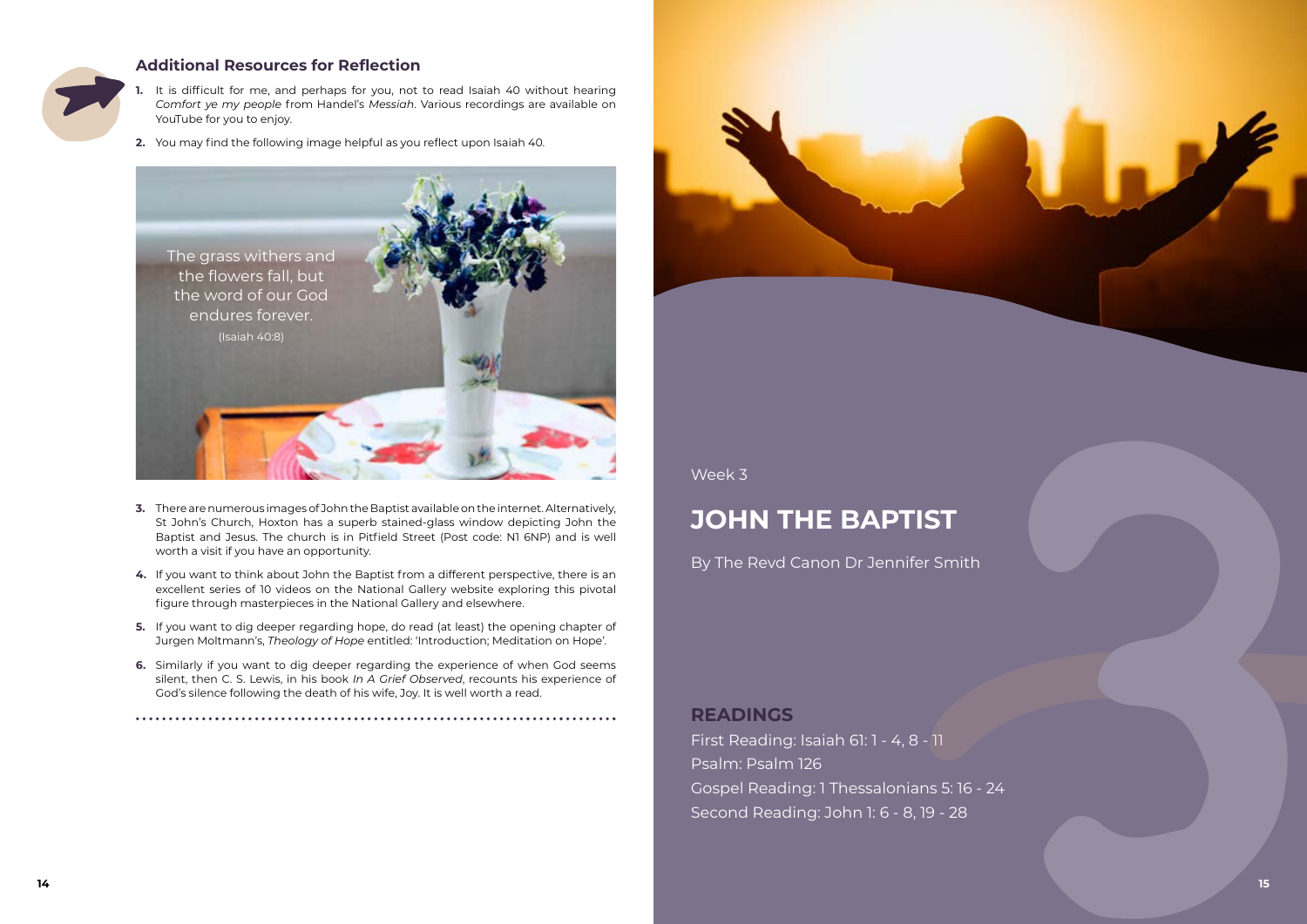## Additional Resources for Reflection

1. It is difficult for me, and perhaps for you, not to read Isaiah 40 without hearing *Comfort ye my people* from Handel's *Messiah*. Various recordings are available on YouTube for you to enjoy.

2. You may find the following image helpful as you reflect upon Isaiah 40.

The grass withers and the flowers fall, but the word of our God endures forever.
(Isaiah 40:8)

3. There are numerous images of John the Baptist available on the internet. Alternatively, St John's Church, Hoxton has a superb stained-glass window depicting John the Baptist and Jesus. The church is in Pitfield Street (Post code: N1 6NP) and is well worth a visit if you have an opportunity.

4. If you want to think about John the Baptist from a different perspective, there is an excellent series of 10 videos on the National Gallery website exploring this pivotal figure through masterpieces in the National Gallery and elsewhere.

5. If you want to dig deeper regarding hope, do read (at least) the opening chapter of Jurgen Moltmann's, *Theology of Hope* entitled: 'Introduction; Meditation on Hope'.

6. Similarly if you want to dig deeper regarding the experience of when God seems silent, then C. S. Lewis, in his book *In A Grief Observed*, recounts his experience of God's silence following the death of his wife, Joy. It is well worth a read.

Week 3

# JOHN THE BAPTIST

By The Revd Canon Dr Jennifer Smith

## READINGS

First Reading: Isaiah 61: 1 - 4, 8 - 11
Psalm: Psalm 126
Gospel Reading: 1 Thessalonians 5: 16 - 24
Second Reading: John 1: 6 - 8, 19 - 28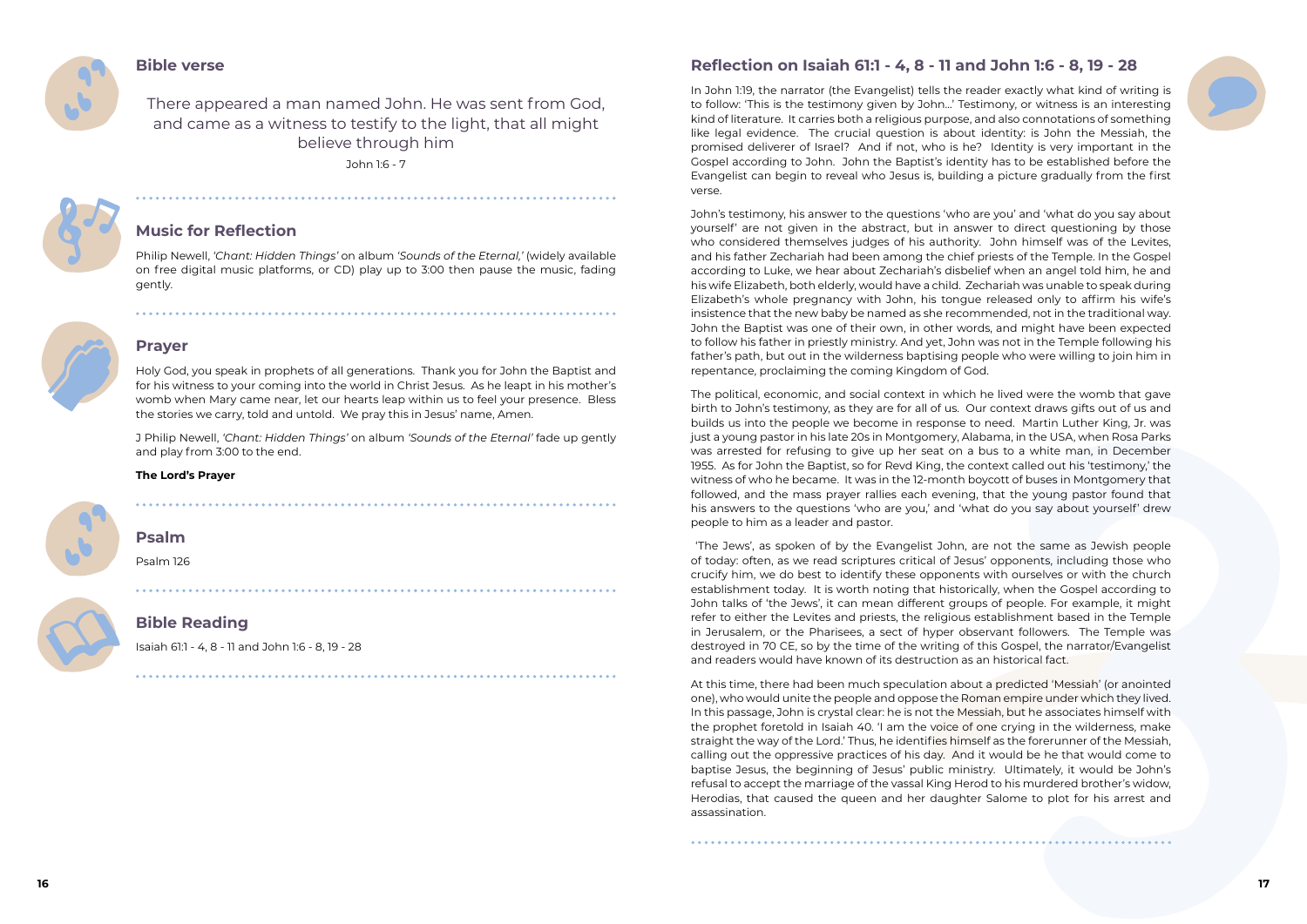## Bible verse

There appeared a man named John. He was sent from God, and came as a witness to testify to the light, that all might believe through him

John 1:6 - 7

## Music for Reflection

Philip Newell, *'Chant: Hidden Things'* on album *'Sounds of the Eternal,'* (widely available on free digital music platforms, or CD) play up to 3:00 then pause the music, fading gently.

## Prayer

Holy God, you speak in prophets of all generations. Thank you for John the Baptist and for his witness to your coming into the world in Christ Jesus. As he leapt in his mother's womb when Mary came near, let our hearts leap within us to feel your presence. Bless the stories we carry, told and untold. We pray this in Jesus' name, Amen.

J Philip Newell, *'Chant: Hidden Things'* on album *'Sounds of the Eternal'* fade up gently and play from 3:00 to the end.

**The Lord's Prayer**

## Psalm

Psalm 126

## Bible Reading

Isaiah 61:1 - 4, 8 - 11 and John 1:6 - 8, 19 - 28

## Reflection on Isaiah 61:1 - 4, 8 - 11 and John 1:6 - 8, 19 - 28

In John 1:19, the narrator (the Evangelist) tells the reader exactly what kind of writing is to follow: 'This is the testimony given by John...' Testimony, or witness is an interesting kind of literature. It carries both a religious purpose, and also connotations of something like legal evidence. The crucial question is about identity: is John the Messiah, the promised deliverer of Israel? And if not, who is he? Identity is very important in the Gospel according to John. John the Baptist's identity has to be established before the Evangelist can begin to reveal who Jesus is, building a picture gradually from the first verse.

John's testimony, his answer to the questions 'who are you' and 'what do you say about yourself' are not given in the abstract, but in answer to direct questioning by those who considered themselves judges of his authority. John himself was of the Levites, and his father Zechariah had been among the chief priests of the Temple. In the Gospel according to Luke, we hear about Zechariah's disbelief when an angel told him, he and his wife Elizabeth, both elderly, would have a child. Zechariah was unable to speak during Elizabeth's whole pregnancy with John, his tongue released only to affirm his wife's insistence that the new baby be named as she recommended, not in the traditional way. John the Baptist was one of their own, in other words, and might have been expected to follow his father in priestly ministry. And yet, John was not in the Temple following his father's path, but out in the wilderness baptising people who were willing to join him in repentance, proclaiming the coming Kingdom of God.

The political, economic, and social context in which he lived were the womb that gave birth to John's testimony, as they are for all of us. Our context draws gifts out of us and builds us into the people we become in response to need. Martin Luther King, Jr. was just a young pastor in his late 20s in Montgomery, Alabama, in the USA, when Rosa Parks was arrested for refusing to give up her seat on a bus to a white man, in December 1955. As for John the Baptist, so for Revd King, the context called out his 'testimony,' the witness of who he became. It was in the 12-month boycott of buses in Montgomery that followed, and the mass prayer rallies each evening, that the young pastor found that his answers to the questions 'who are you,' and 'what do you say about yourself' drew people to him as a leader and pastor.

'The Jews', as spoken of by the Evangelist John, are not the same as Jewish people of today: often, as we read scriptures critical of Jesus' opponents, including those who crucify him, we do best to identify these opponents with ourselves or with the church establishment today. It is worth noting that historically, when the Gospel according to John talks of 'the Jews', it can mean different groups of people. For example, it might refer to either the Levites and priests, the religious establishment based in the Temple in Jerusalem, or the Pharisees, a sect of hyper observant followers. The Temple was destroyed in 70 CE, so by the time of the writing of this Gospel, the narrator/Evangelist and readers would have known of its destruction as an historical fact.

At this time, there had been much speculation about a predicted 'Messiah' (or anointed one), who would unite the people and oppose the Roman empire under which they lived. In this passage, John is crystal clear: he is not the Messiah, but he associates himself with the prophet foretold in Isaiah 40. 'I am the voice of one crying in the wilderness, make straight the way of the Lord.' Thus, he identifies himself as the forerunner of the Messiah, calling out the oppressive practices of his day. And it would be he that would come to baptise Jesus, the beginning of Jesus' public ministry. Ultimately, it would be John's refusal to accept the marriage of the vassal King Herod to his murdered brother's widow, Herodias, that caused the queen and her daughter Salome to plot for his arrest and assassination.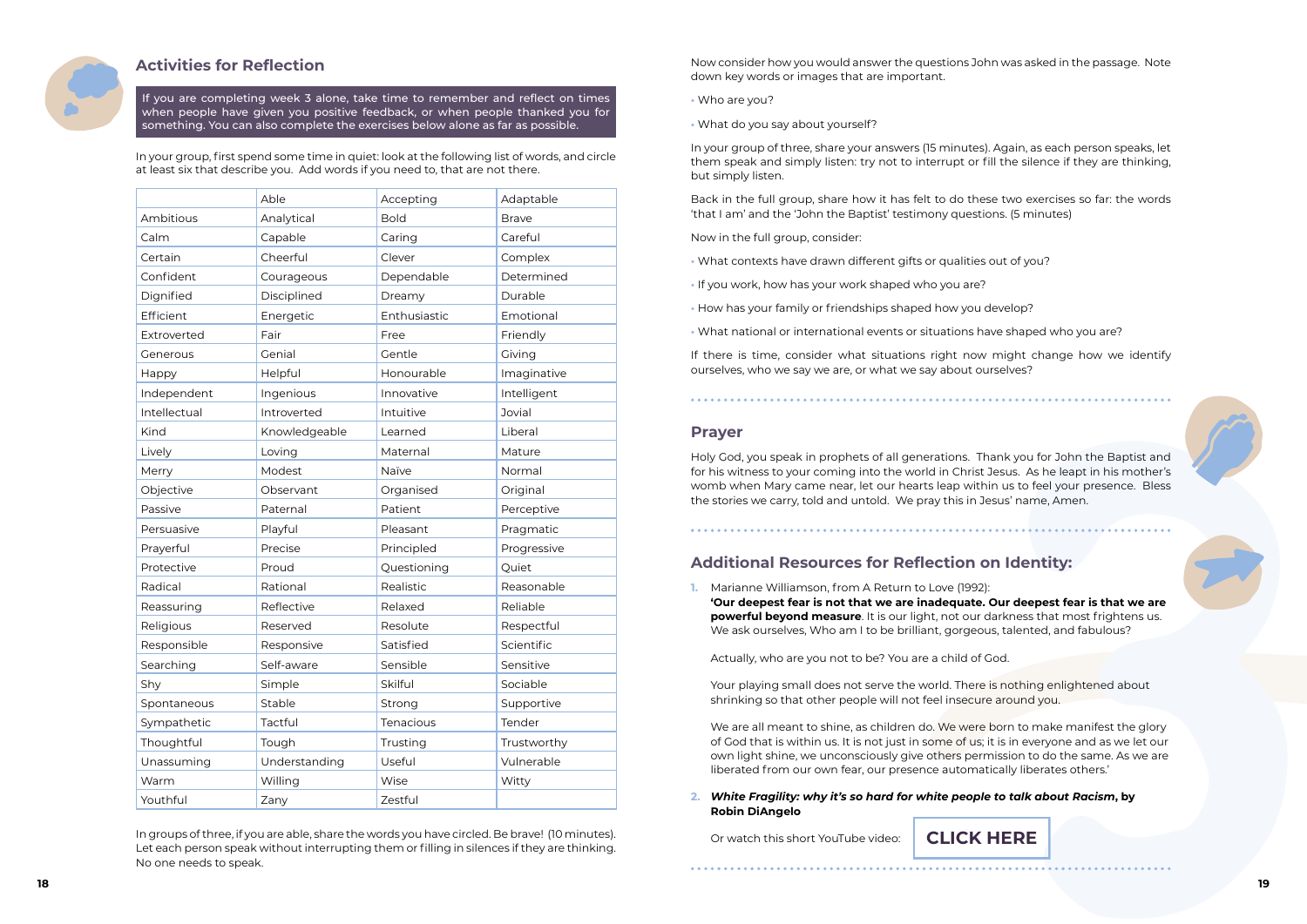## Activities for Reflection

If you are completing week 3 alone, take time to remember and reflect on times when people have given you positive feedback, or when people thanked you for something. You can also complete the exercises below alone as far as possible.

In your group, first spend some time in quiet: look at the following list of words, and circle at least six that describe you. Add words if you need to, that are not there.

| | Able | Accepting | Adaptable |
|---|---|---|---|
| Ambitious | Analytical | Bold | Brave |
| Calm | Capable | Caring | Careful |
| Certain | Cheerful | Clever | Complex |
| Confident | Courageous | Dependable | Determined |
| Dignified | Disciplined | Dreamy | Durable |
| Efficient | Energetic | Enthusiastic | Emotional |
| Extroverted | Fair | Free | Friendly |
| Generous | Genial | Gentle | Giving |
| Happy | Helpful | Honourable | Imaginative |
| Independent | Ingenious | Innovative | Intelligent |
| Intellectual | Introverted | Intuitive | Jovial |
| Kind | Knowledgeable | Learned | Liberal |
| Lively | Loving | Maternal | Mature |
| Merry | Modest | Naïve | Normal |
| Objective | Observant | Organised | Original |
| Passive | Paternal | Patient | Perceptive |
| Persuasive | Playful | Pleasant | Pragmatic |
| Prayerful | Precise | Principled | Progressive |
| Protective | Proud | Questioning | Quiet |
| Radical | Rational | Realistic | Reasonable |
| Reassuring | Reflective | Relaxed | Reliable |
| Religious | Reserved | Resolute | Respectful |
| Responsible | Responsive | Satisfied | Scientific |
| Searching | Self-aware | Sensible | Sensitive |
| Shy | Simple | Skilful | Sociable |
| Spontaneous | Stable | Strong | Supportive |
| Sympathetic | Tactful | Tenacious | Tender |
| Thoughtful | Tough | Trusting | Trustworthy |
| Unassuming | Understanding | Useful | Vulnerable |
| Warm | Willing | Wise | Witty |
| Youthful | Zany | Zestful | |

In groups of three, if you are able, share the words you have circled. Be brave! (10 minutes). Let each person speak without interrupting them or filling in silences if they are thinking. No one needs to speak.

Now consider how you would answer the questions John was asked in the passage. Note down key words or images that are important.

- Who are you?
- What do you say about yourself?

In your group of three, share your answers (15 minutes). Again, as each person speaks, let them speak and simply listen: try not to interrupt or fill the silence if they are thinking, but simply listen.

Back in the full group, share how it has felt to do these two exercises so far: the words 'that I am' and the 'John the Baptist' testimony questions. (5 minutes)

Now in the full group, consider:

- What contexts have drawn different gifts or qualities out of you?
- If you work, how has your work shaped who you are?
- How has your family or friendships shaped how you develop?
- What national or international events or situations have shaped who you are?

If there is time, consider what situations right now might change how we identify ourselves, who we say we are, or what we say about ourselves?

## Prayer

Holy God, you speak in prophets of all generations. Thank you for John the Baptist and for his witness to your coming into the world in Christ Jesus. As he leapt in his mother's womb when Mary came near, let our hearts leap within us to feel your presence. Bless the stories we carry, told and untold. We pray this in Jesus' name, Amen.

## Additional Resources for Reflection on Identity:

1. Marianne Williamson, from A Return to Love (1992):
   **'Our deepest fear is not that we are inadequate. Our deepest fear is that we are powerful beyond measure**. It is our light, not our darkness that most frightens us. We ask ourselves, Who am I to be brilliant, gorgeous, talented, and fabulous?

   Actually, who are you not to be? You are a child of God.

   Your playing small does not serve the world. There is nothing enlightened about shrinking so that other people will not feel insecure around you.

   We are all meant to shine, as children do. We were born to make manifest the glory of God that is within us. It is not just in some of us; it is in everyone and as we let our own light shine, we unconsciously give others permission to do the same. As we are liberated from our own fear, our presence automatically liberates others.'

2. ***White Fragility: why it's so hard for white people to talk about Racism*, by Robin DiAngelo**

   Or watch this short YouTube video: **CLICK HERE**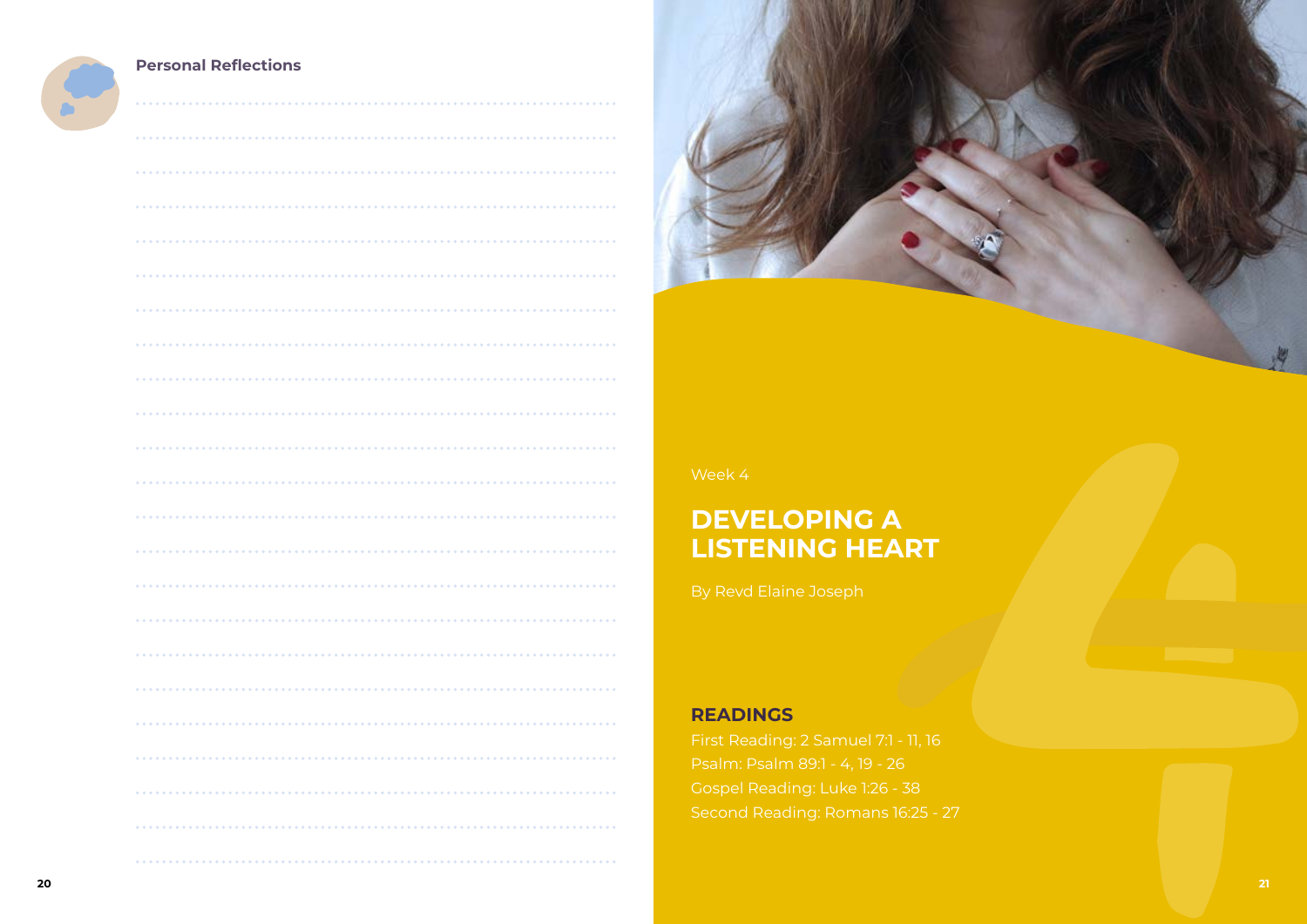## Personal Reflections

Week 4

# DEVELOPING A LISTENING HEART

By Revd Elaine Joseph

## READINGS

First Reading: 2 Samuel 7:1 - 11, 16
Psalm: Psalm 89:1 - 4, 19 - 26
Gospel Reading: Luke 1:26 - 38
Second Reading: Romans 16:25 - 27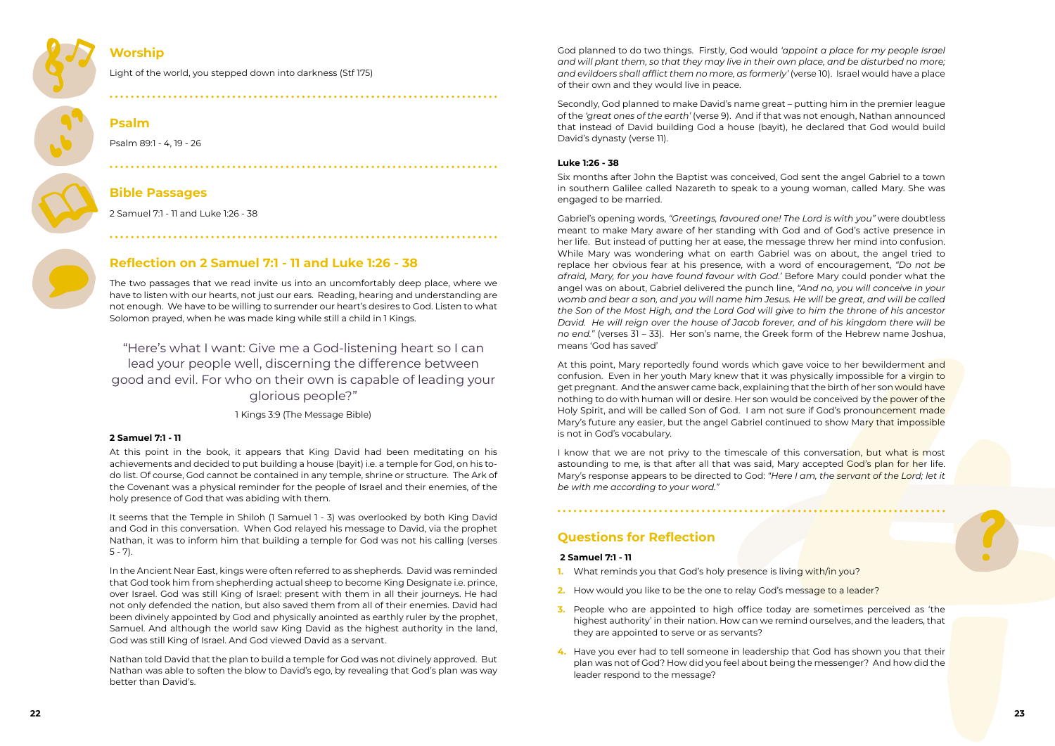## Worship

Light of the world, you stepped down into darkness (Stf 175)

## Psalm

Psalm 89:1 - 4, 19 - 26

## Bible Passages

2 Samuel 7:1 - 11 and Luke 1:26 - 38

## Reflection on 2 Samuel 7:1 - 11 and Luke 1:26 - 38

The two passages that we read invite us into an uncomfortably deep place, where we have to listen with our hearts, not just our ears. Reading, hearing and understanding are not enough. We have to be willing to surrender our heart's desires to God. Listen to what Solomon prayed, when he was made king while still a child in 1 Kings.

> "Here's what I want: Give me a God-listening heart so I can lead your people well, discerning the difference between good and evil. For who on their own is capable of leading your glorious people?"
>
> 1 Kings 3:9 (The Message Bible)

### 2 Samuel 7:1 - 11

At this point in the book, it appears that King David had been meditating on his achievements and decided to put building a house (bayit) i.e. a temple for God, on his to-do list. Of course, God cannot be contained in any temple, shrine or structure. The Ark of the Covenant was a physical reminder for the people of Israel and their enemies, of the holy presence of God that was abiding with them.

It seems that the Temple in Shiloh (1 Samuel 1 - 3) was overlooked by both King David and God in this conversation. When God relayed his message to David, via the prophet Nathan, it was to inform him that building a temple for God was not his calling (verses 5 - 7).

In the Ancient Near East, kings were often referred to as shepherds. David was reminded that God took him from shepherding actual sheep to become King Designate i.e. prince, over Israel. God was still King of Israel: present with them in all their journeys. He had not only defended the nation, but also saved them from all of their enemies. David had been divinely appointed by God and physically anointed as earthly ruler by the prophet, Samuel. And although the world saw King David as the highest authority in the land, God was still King of Israel. And God viewed David as a servant.

Nathan told David that the plan to build a temple for God was not divinely approved. But Nathan was able to soften the blow to David's ego, by revealing that God's plan was way better than David's.

God planned to do two things. Firstly, God would *'appoint a place for my people Israel and will plant them, so that they may live in their own place, and be disturbed no more; and evildoers shall afflict them no more, as formerly'* (verse 10). Israel would have a place of their own and they would live in peace.

Secondly, God planned to make David's name great – putting him in the premier league of the *'great ones of the earth'* (verse 9). And if that was not enough, Nathan announced that instead of David building God a house (bayit), he declared that God would build David's dynasty (verse 11).

### Luke 1:26 - 38

Six months after John the Baptist was conceived, God sent the angel Gabriel to a town in southern Galilee called Nazareth to speak to a young woman, called Mary. She was engaged to be married.

Gabriel's opening words, *"Greetings, favoured one! The Lord is with you"* were doubtless meant to make Mary aware of her standing with God and of God's active presence in her life. But instead of putting her at ease, the message threw her mind into confusion. While Mary was wondering what on earth Gabriel was on about, the angel tried to replace her obvious fear at his presence, with a word of encouragement, *"Do not be afraid, Mary, for you have found favour with God.'* Before Mary could ponder what the angel was on about, Gabriel delivered the punch line, *"And no, you will conceive in your womb and bear a son, and you will name him Jesus. He will be great, and will be called the Son of the Most High, and the Lord God will give to him the throne of his ancestor David. He will reign over the house of Jacob forever, and of his kingdom there will be no end."* (verses 31 – 33). Her son's name, the Greek form of the Hebrew name Joshua, means 'God has saved'

At this point, Mary reportedly found words which gave voice to her bewilderment and confusion. Even in her youth Mary knew that it was physically impossible for a virgin to get pregnant. And the answer came back, explaining that the birth of her son would have nothing to do with human will or desire. Her son would be conceived by the power of the Holy Spirit, and will be called Son of God. I am not sure if God's pronouncement made Mary's future any easier, but the angel Gabriel continued to show Mary that impossible is not in God's vocabulary.

I know that we are not privy to the timescale of this conversation, but what is most astounding to me, is that after all that was said, Mary accepted God's plan for her life. Mary's response appears to be directed to God: *"Here I am, the servant of the Lord; let it be with me according to your word."*

## Questions for Reflection

**2 Samuel 7:1 - 11**

1. What reminds you that God's holy presence is living with/in you?
2. How would you like to be the one to relay God's message to a leader?
3. People who are appointed to high office today are sometimes perceived as 'the highest authority' in their nation. How can we remind ourselves, and the leaders, that they are appointed to serve or as servants?
4. Have you ever had to tell someone in leadership that God has shown you that their plan was not of God? How did you feel about being the messenger? And how did the leader respond to the message?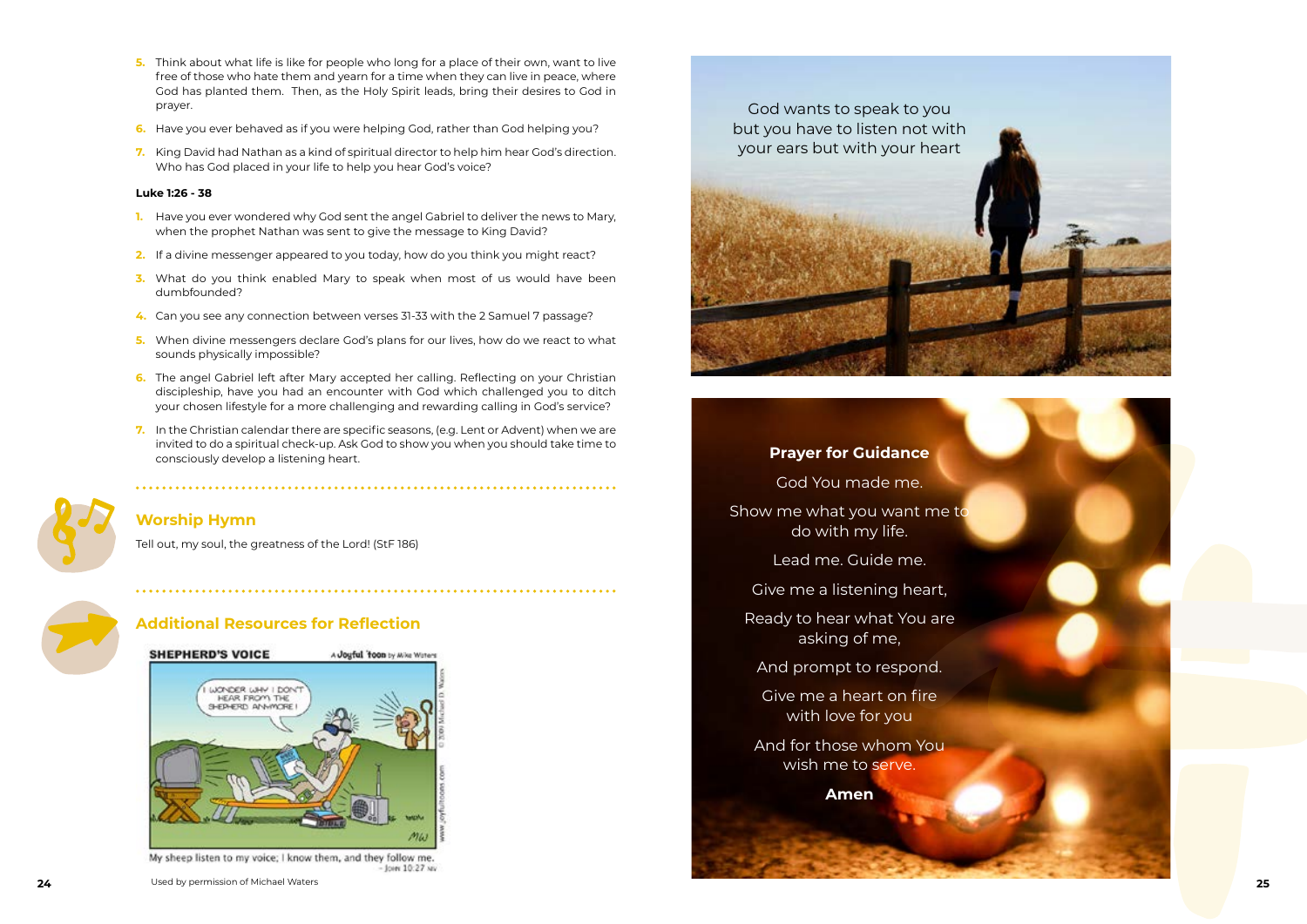5. Think about what life is like for people who long for a place of their own, want to live free of those who hate them and yearn for a time when they can live in peace, where God has planted them. Then, as the Holy Spirit leads, bring their desires to God in prayer.
6. Have you ever behaved as if you were helping God, rather than God helping you?
7. King David had Nathan as a kind of spiritual director to help him hear God's direction. Who has God placed in your life to help you hear God's voice?

**Luke 1:26 - 38**

1. Have you ever wondered why God sent the angel Gabriel to deliver the news to Mary, when the prophet Nathan was sent to give the message to King David?
2. If a divine messenger appeared to you today, how do you think you might react?
3. What do you think enabled Mary to speak when most of us would have been dumbfounded?
4. Can you see any connection between verses 31-33 with the 2 Samuel 7 passage?
5. When divine messengers declare God's plans for our lives, how do we react to what sounds physically impossible?
6. The angel Gabriel left after Mary accepted her calling. Reflecting on your Christian discipleship, have you had an encounter with God which challenged you to ditch your chosen lifestyle for a more challenging and rewarding calling in God's service?
7. In the Christian calendar there are specific seasons, (e.g. Lent or Advent) when we are invited to do a spiritual check-up. Ask God to show you when you should take time to consciously develop a listening heart.

## Worship Hymn

Tell out, my soul, the greatness of the Lord! (StF 186)

## Additional Resources for Reflection

SHEPHERD'S VOICE

My sheep listen to my voice; I know them, and they follow me. – John 10:27

Used by permission of Michael Waters

God wants to speak to you but you have to listen not with your ears but with your heart

**Prayer for Guidance**

God You made me.

Show me what you want me to do with my life.

Lead me. Guide me.

Give me a listening heart,

Ready to hear what You are asking of me,

And prompt to respond.

Give me a heart on fire with love for you

And for those whom You wish me to serve.

**Amen**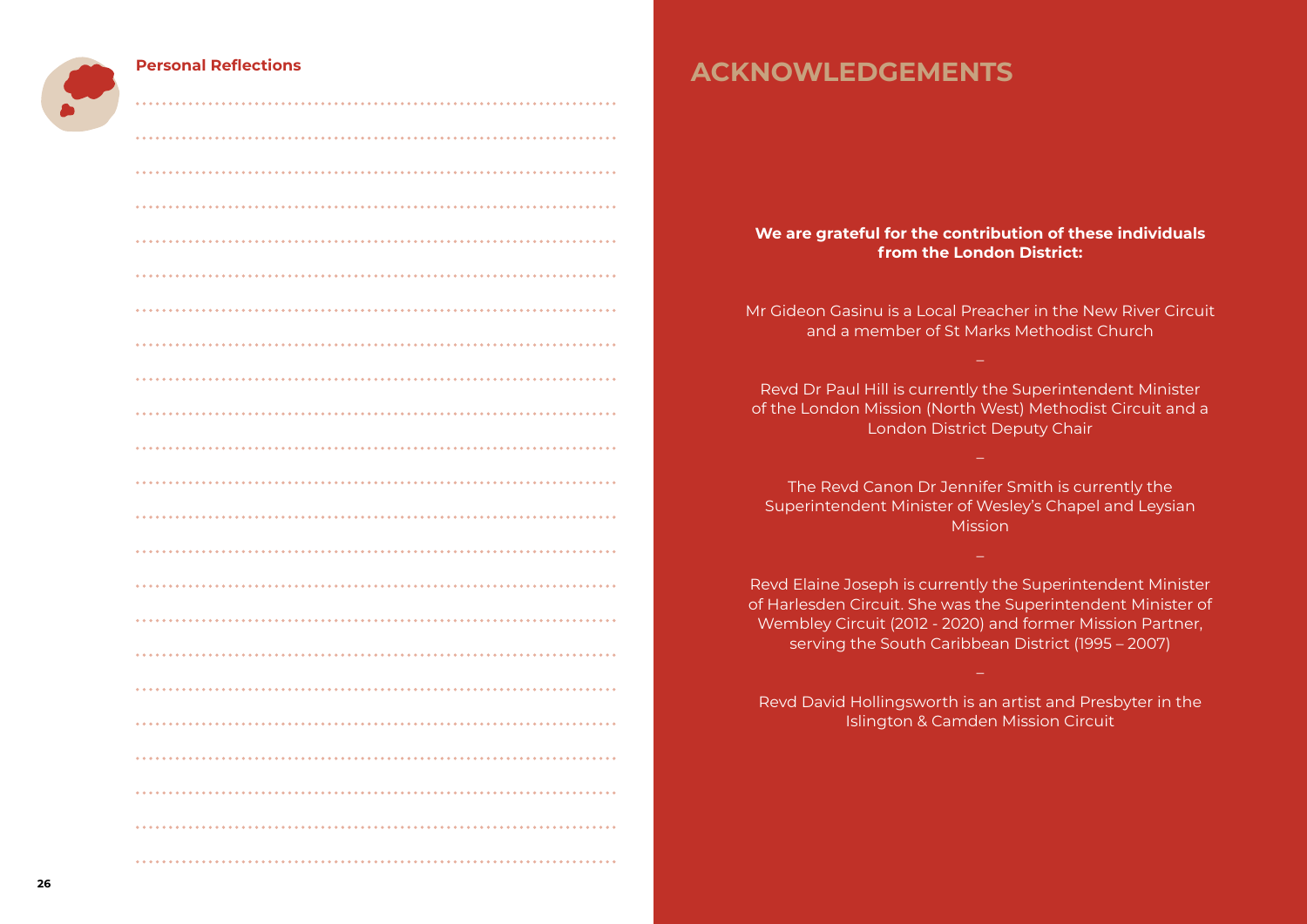## Personal Reflections

# ACKNOWLEDGEMENTS

**We are grateful for the contribution of these individuals from the London District:**

Mr Gideon Gasinu is a Local Preacher in the New River Circuit and a member of St Marks Methodist Church

–

Revd Dr Paul Hill is currently the Superintendent Minister of the London Mission (North West) Methodist Circuit and a London District Deputy Chair

–

The Revd Canon Dr Jennifer Smith is currently the Superintendent Minister of Wesley's Chapel and Leysian Mission

–

Revd Elaine Joseph is currently the Superintendent Minister of Harlesden Circuit. She was the Superintendent Minister of Wembley Circuit (2012 - 2020) and former Mission Partner, serving the South Caribbean District (1995 – 2007)

–

Revd David Hollingsworth is an artist and Presbyter in the Islington & Camden Mission Circuit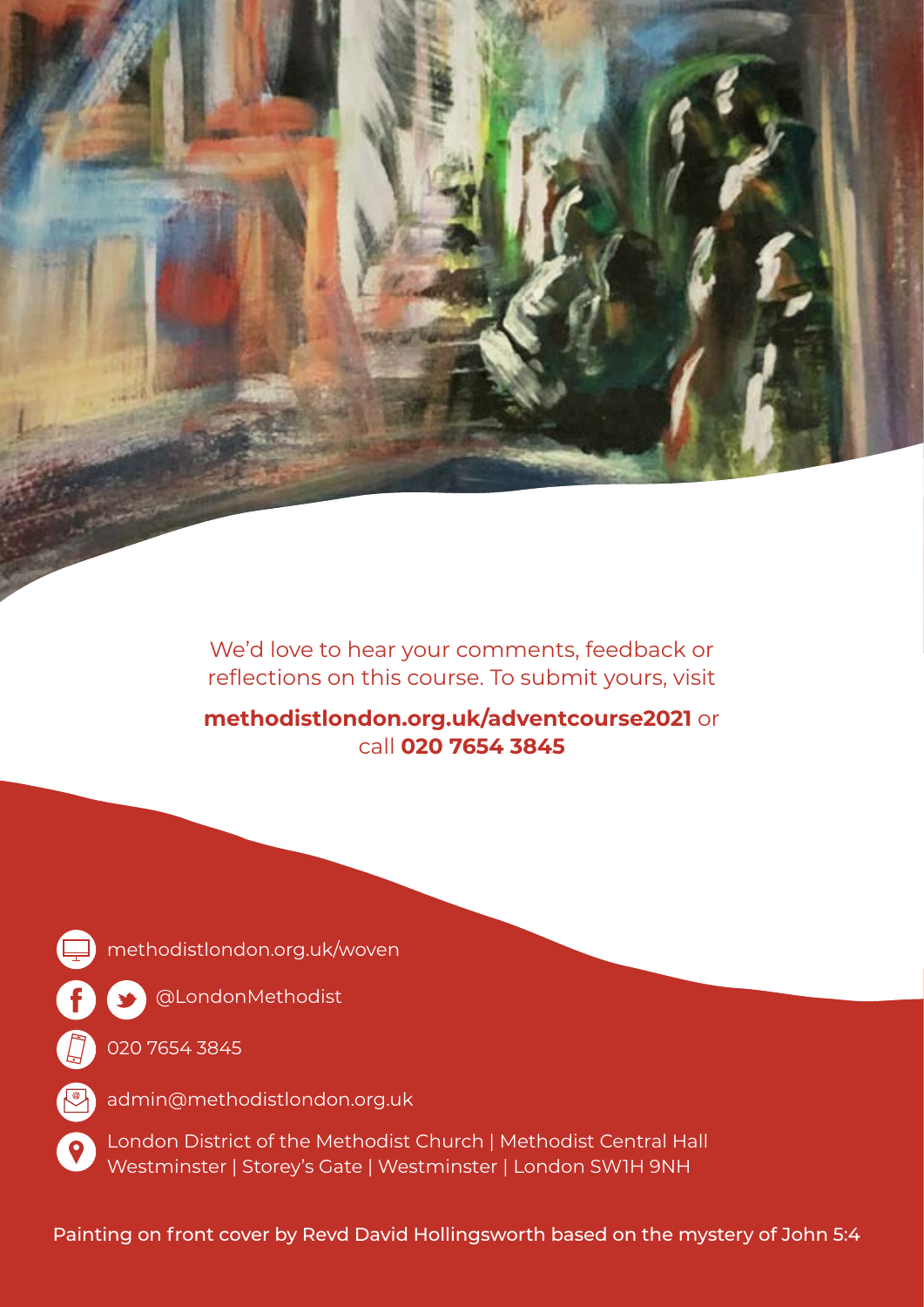We'd love to hear your comments, feedback or reflections on this course. To submit yours, visit

**methodistlondon.org.uk/adventcourse2021** or call **020 7654 3845**

methodistlondon.org.uk/woven

@LondonMethodist

020 7654 3845

admin@methodistlondon.org.uk

London District of the Methodist Church | Methodist Central Hall Westminster | Storey's Gate | Westminster | London SW1H 9NH

Painting on front cover by Revd David Hollingsworth based on the mystery of John 5:4